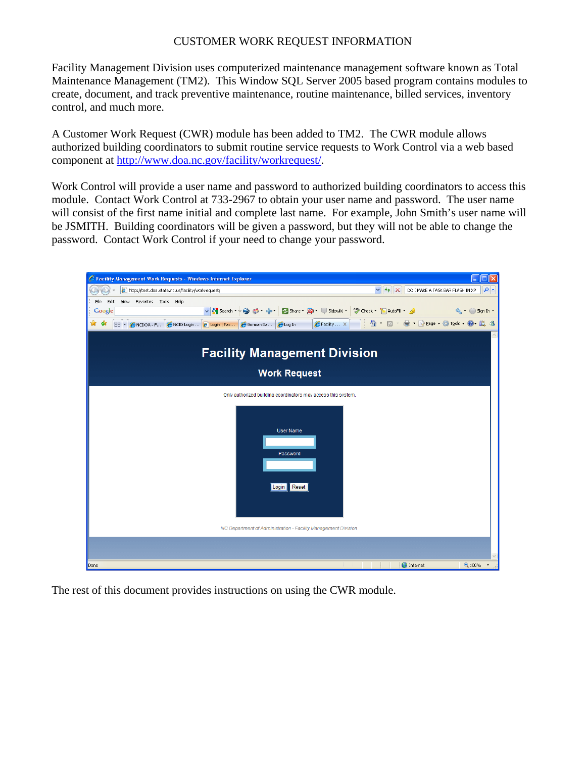# CUSTOMER WORK REQUEST INFORMATION

Facility Management Division uses computerized maintenance management software known as Total Maintenance Management (TM2). This Window SQL Server 2005 based program contains modules to create, document, and track preventive maintenance, routine maintenance, billed services, inventory control, and much more.

A Customer Work Request (CWR) module has been added to TM2. The CWR module allows authorized building coordinators to submit routine service requests to Work Control via a web based component at http://www.doa.nc.gov/facility/workrequest/.

Work Control will provide a user name and password to authorized building coordinators to access this module. Contact Work Control at 733-2967 to obtain your user name and password. The user name will consist of the first name initial and complete last name. For example, John Smith's user name will be JSMITH. Building coordinators will be given a password, but they will not be able to change the password. Contact Work Control if your need to change your password.

The rest of this document provides instructions on using the CWR module.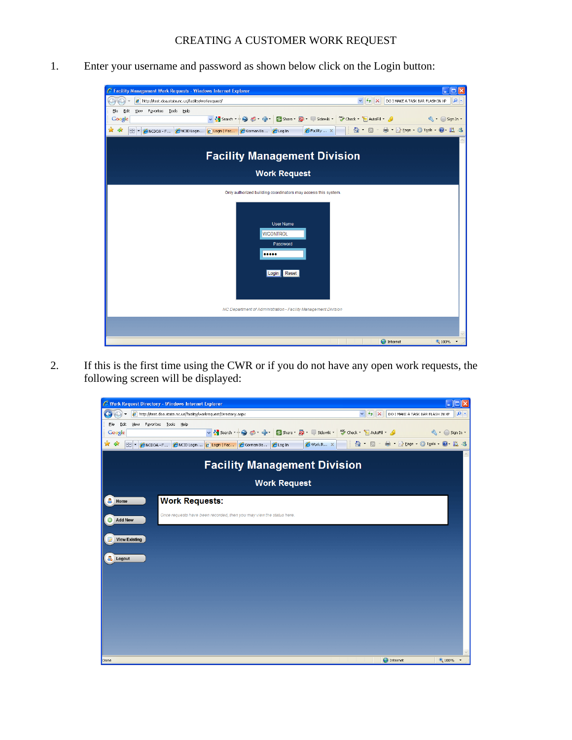CREATING A CUSTOMER WORK REQUEST

1. Enter your username and password as shown below click on the Login button:

2. If this is the first time using the CWR or if you do not have any open work requests, the following screen will be displayed: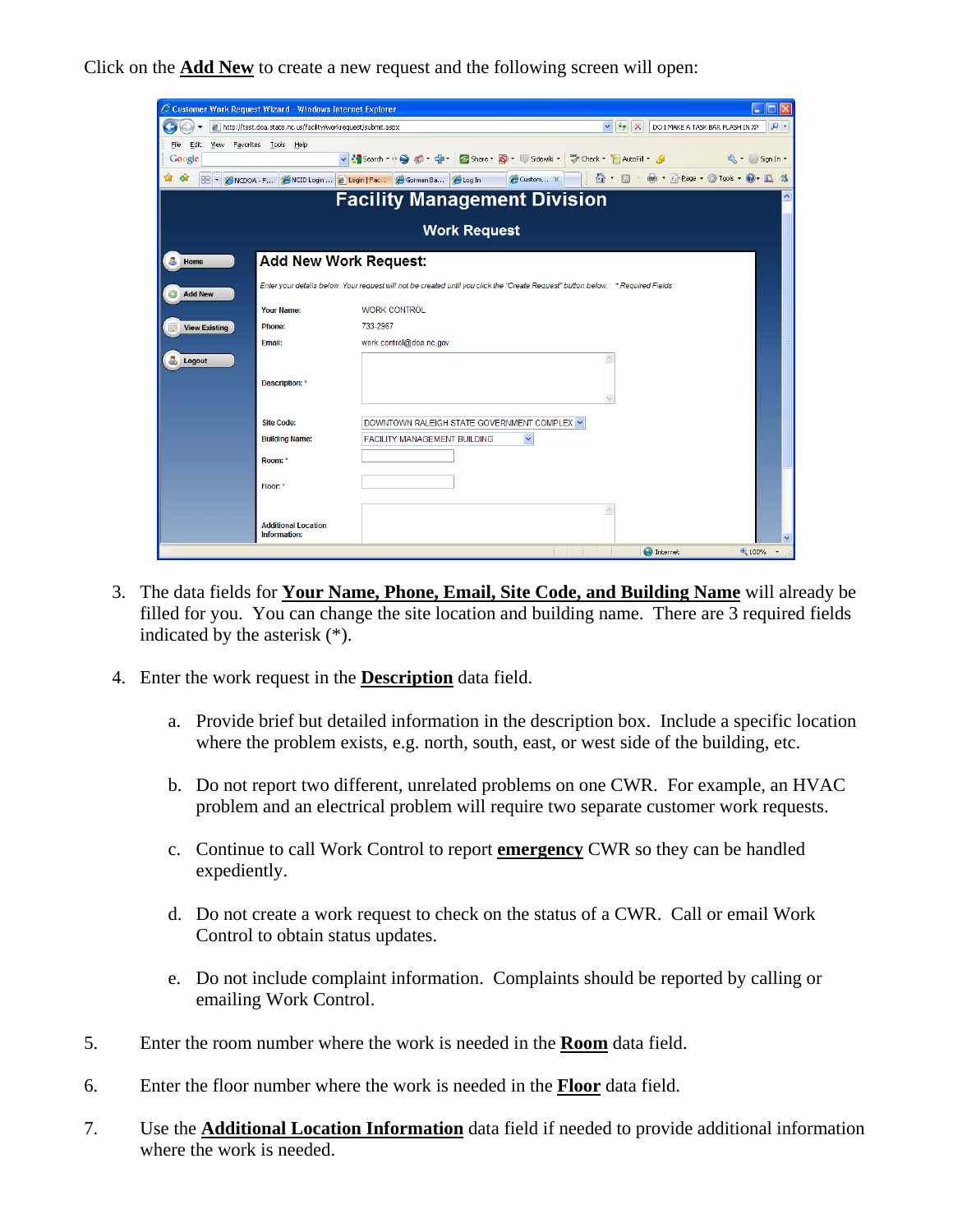Click on the **Add New** to create a new request and the following screen will open:

3. The data fields for **Your Name, Phone, Email, Site Code, and Building Name** will already be filled for you. You can change the site location and building name. There are 3 required fields indicated by the asterisk (*).

4. Enter the work request in the **Description** data field.

   a. Provide brief but detailed information in the description box. Include a specific location where the problem exists, e.g. north, south, east, or west side of the building, etc.

   b. Do not report two different, unrelated problems on one CWR. For example, an HVAC problem and an electrical problem will require two separate customer work requests.

   c. Continue to call Work Control to report **emergency** CWR so they can be handled expediently.

   d. Do not create a work request to check on the status of a CWR. Call or email Work Control to obtain status updates.

   e. Do not include complaint information. Complaints should be reported by calling or emailing Work Control.

5. Enter the room number where the work is needed in the **Room** data field.

6. Enter the floor number where the work is needed in the **Floor** data field.

7. Use the **Additional Location Information** data field if needed to provide additional information where the work is needed.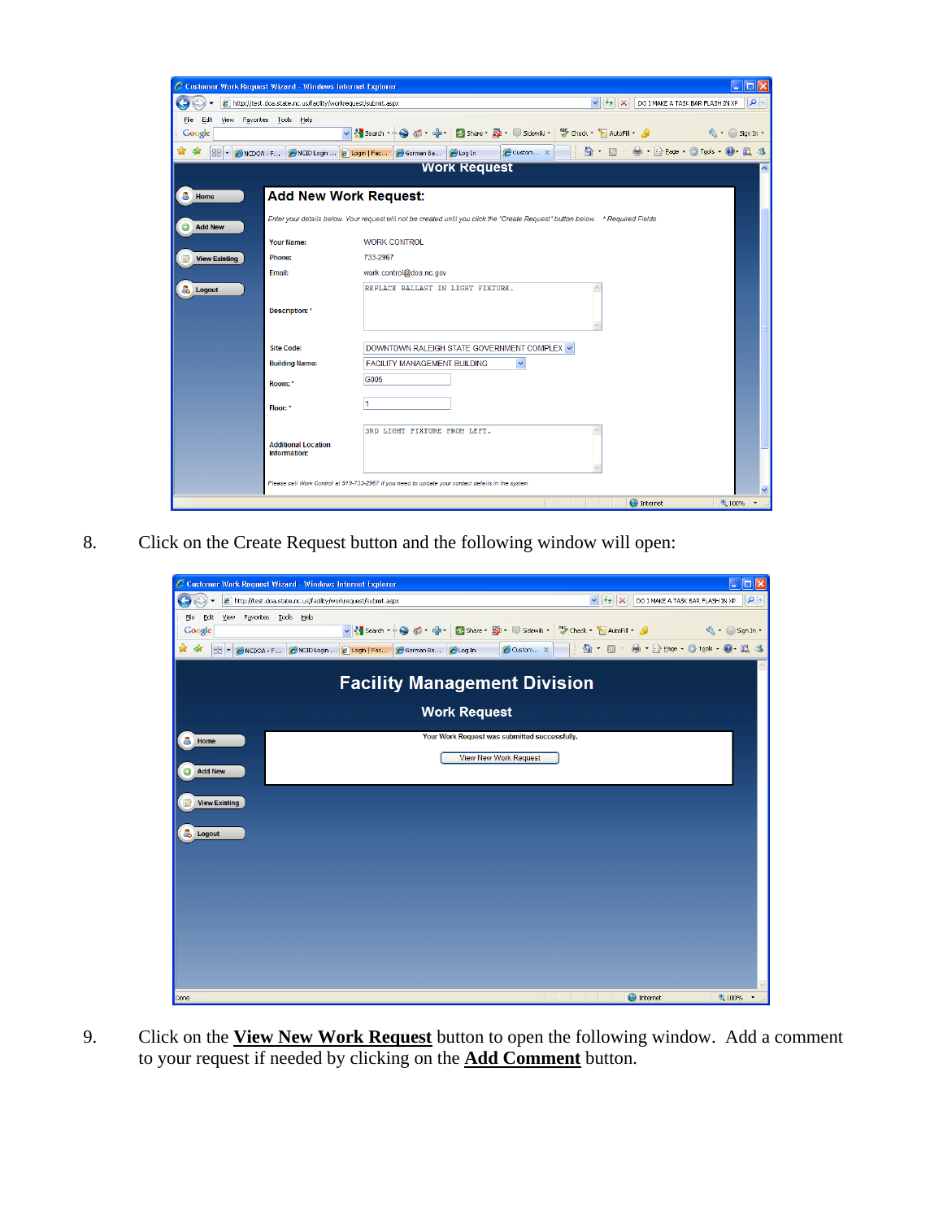8. Click on the Create Request button and the following window will open:

9. Click on the **View New Work Request** button to open the following window. Add a comment to your request if needed by clicking on the **Add Comment** button.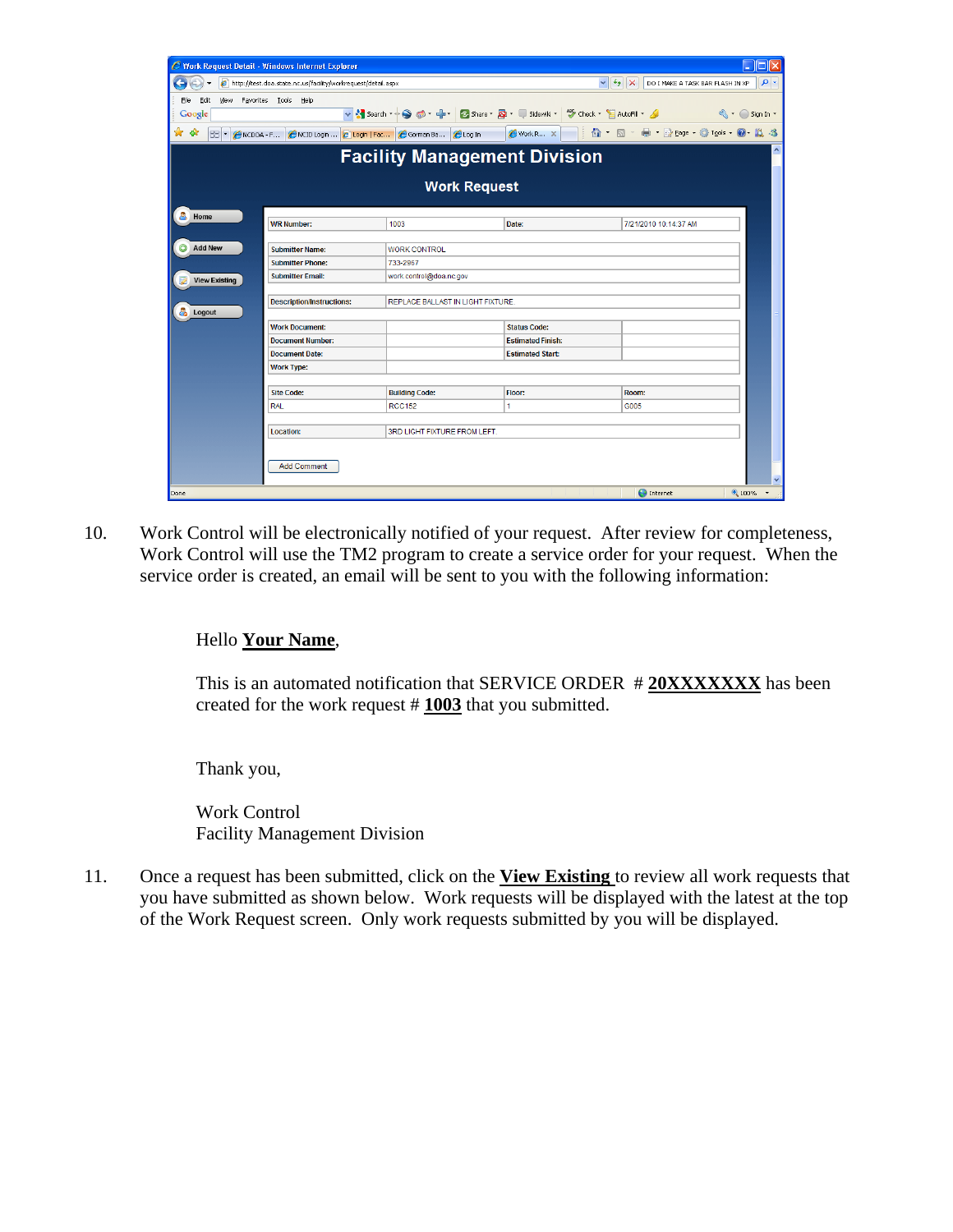**Facility Management Division**

**Work Request**

| | | | |
|---|---|---|---|
| WR Number: | 1003 | Date: | 7/21/2010 10:14:37 AM |
| Submitter Name: | WORK CONTROL | | |
| Submitter Phone: | 733-2967 | | |
| Submitter Email: | work.control@doa.nc.gov | | |
| Description/Instructions: | REPLACE BALLAST IN LIGHT FIXTURE | | |
| Work Document: | | Status Code: | |
| Document Number: | | Estimated Finish: | |
| Document Date: | | Estimated Start: | |
| Work Type: | | | |
| Site Code: | Building Code: | Floor: | Room: |
| RAL | RCC152 | 1 | G005 |
| Location: | 3RD LIGHT FIXTURE FROM LEFT | | |

10. Work Control will be electronically notified of your request. After review for completeness, Work Control will use the TM2 program to create a service order for your request. When the service order is created, an email will be sent to you with the following information:

    Hello **Your Name**,

    This is an automated notification that SERVICE ORDER # **20XXXXXXX** has been created for the work request # **1003** that you submitted.

    Thank you,

    Work Control
    Facility Management Division

11. Once a request has been submitted, click on the **View Existing** to review all work requests that you have submitted as shown below. Work requests will be displayed with the latest at the top of the Work Request screen. Only work requests submitted by you will be displayed.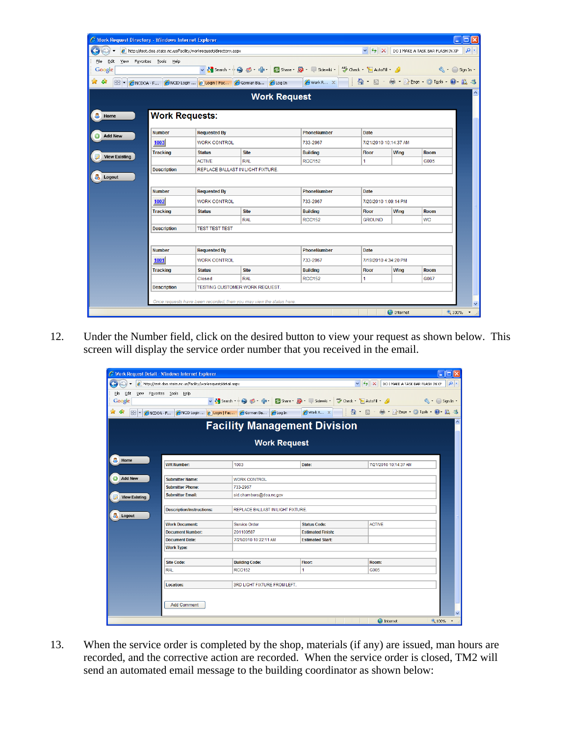12. Under the Number field, click on the desired button to view your request as shown below. This screen will display the service order number that you received in the email.

13. When the service order is completed by the shop, materials (if any) are issued, man hours are recorded, and the corrective action are recorded. When the service order is closed, TM2 will send an automated email message to the building coordinator as shown below: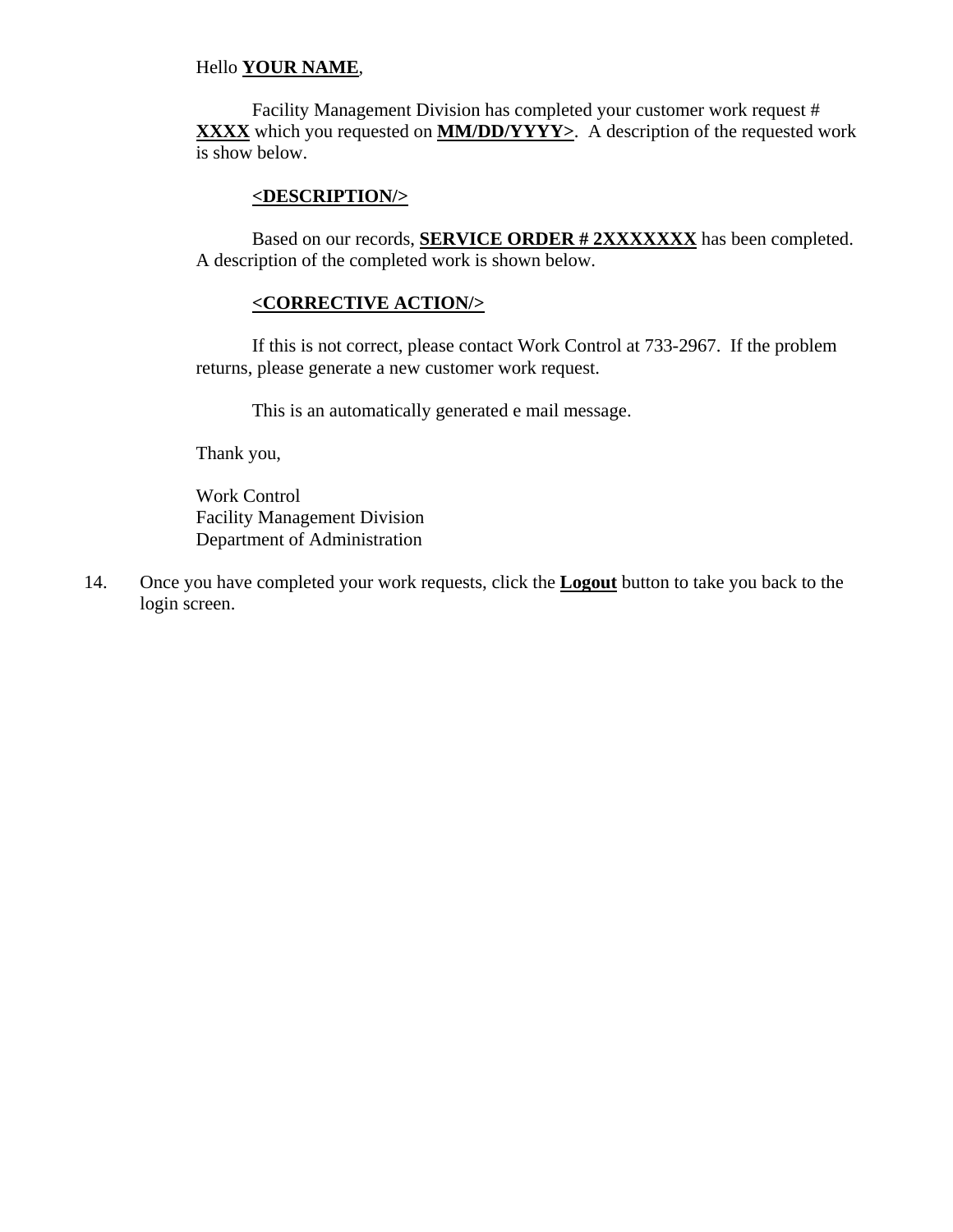Hello **YOUR NAME**,

Facility Management Division has completed your customer work request # **XXXX** which you requested on **MM/DD/YYYY>**. A description of the requested work is show below.

**<DESCRIPTION/>**

Based on our records, **SERVICE ORDER # 2XXXXXXX** has been completed. A description of the completed work is shown below.

**<CORRECTIVE ACTION/>**

If this is not correct, please contact Work Control at 733-2967. If the problem returns, please generate a new customer work request.

This is an automatically generated e mail message.

Thank you,

Work Control
Facility Management Division
Department of Administration

14. Once you have completed your work requests, click the **Logout** button to take you back to the login screen.